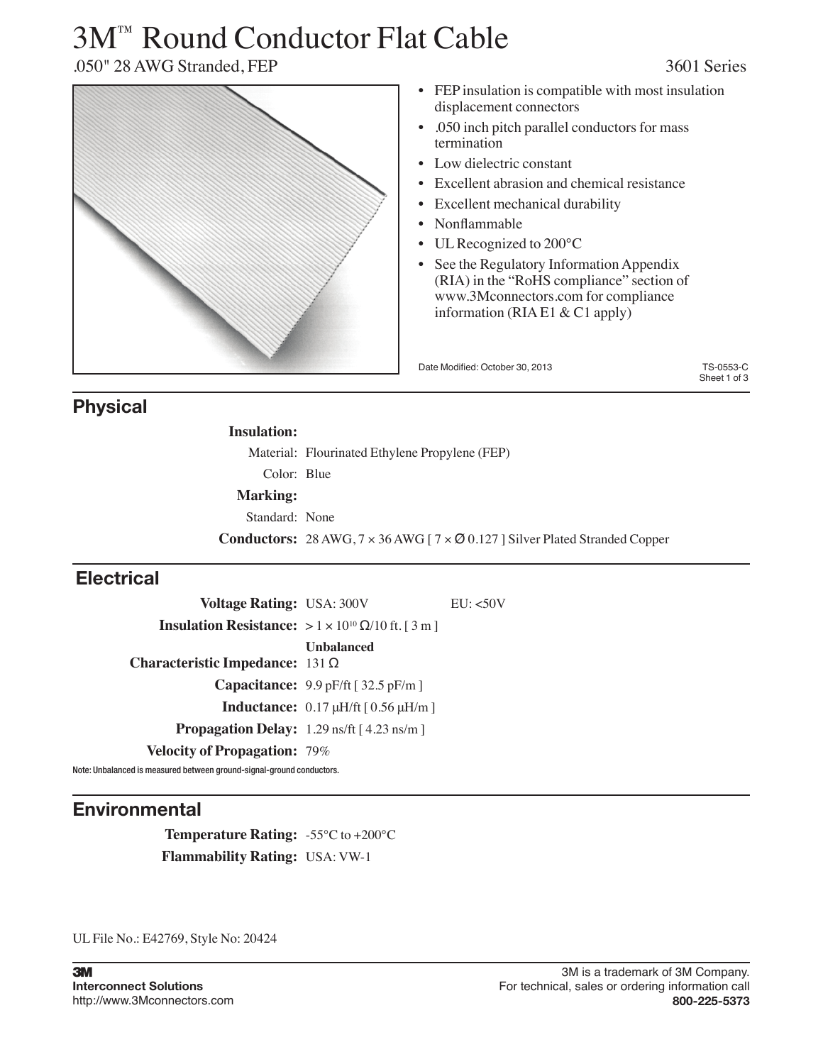# 3M™ Round Conductor Flat Cable

.050" 28 AWG Stranded, FEP

3601 Series

- FEP insulation is compatible with most insulation displacement connectors
- .050 inch pitch parallel conductors for mass termination
- Low dielectric constant
- Excellent abrasion and chemical resistance
- Excellent mechanical durability
- Nonflammable
- UL Recognized to 200°C
- See the Regulatory Information Appendix (RIA) in the "RoHS compliance" section of www.3Mconnectors.com for compliance information (RIA E1 & C1 apply)

Date Modified: October 30, 2013

TS-0553-C

## Physical

**Insulation:**

Material: Flourinated Ethylene Propylene (FEP)

Color: Blue

**Marking:**

Standard: None

**Conductors:** 28 AWG, 7 × 36 AWG [ 7 × Ø 0.127 ] Silver Plated Stranded Copper

## Electrical

| | | |
|---|---|---|
| **Voltage Rating:** | USA: 300V | EU: <50V |
| **Insulation Resistance:** | > 1 × $10^{10}$ Ω/10 ft. [ 3 m ] | |
| | **Unbalanced** | |
| **Characteristic Impedance:** | 131 Ω | |
| **Capacitance:** | 9.9 pF/ft [ 32.5 pF/m ] | |
| **Inductance:** | 0.17 µH/ft [ 0.56 µH/m ] | |
| **Propagation Delay:** | 1.29 ns/ft [ 4.23 ns/m ] | |
| **Velocity of Propagation:** | 79% | |

Note: Unbalanced is measured between ground-signal-ground conductors.

## Environmental

**Temperature Rating:** -55°C to +200°C

**Flammability Rating:** USA: VW-1

UL File No.: E42769, Style No: 20424

**3M**
**Interconnect Solutions**
http://www.3Mconnectors.com

3M is a trademark of 3M Company.
For technical, sales or ordering information call
**800-225-5373**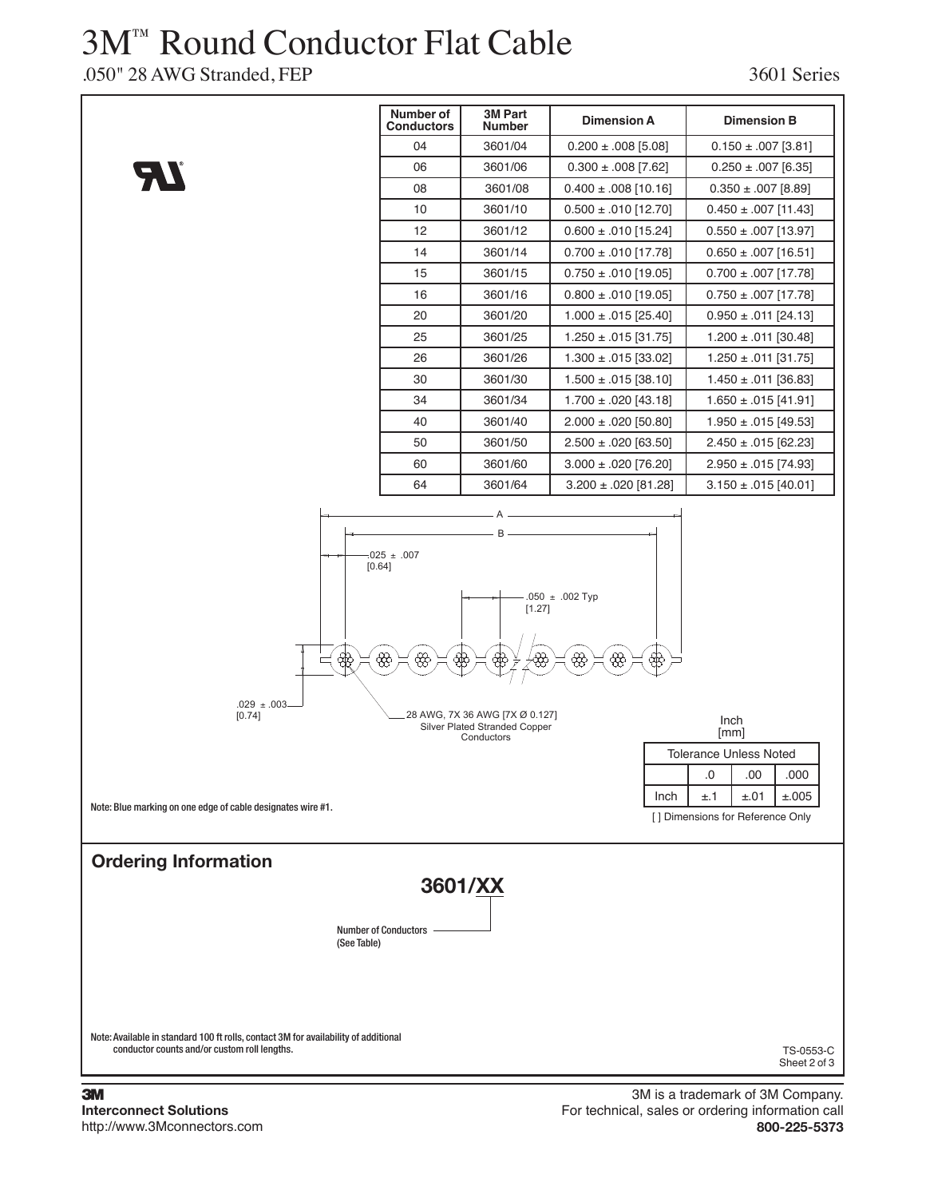# 3M™ Round Conductor Flat Cable

.050" 28 AWG Stranded, FEP

3601 Series

| Number of Conductors | 3M Part Number | Dimension A | Dimension B |
|---|---|---|---|
| 04 | 3601/04 | 0.200 ± .008 [5.08] | 0.150 ± .007 [3.81] |
| 06 | 3601/06 | 0.300 ± .008 [7.62] | 0.250 ± .007 [6.35] |
| 08 | 3601/08 | 0.400 ± .008 [10.16] | 0.350 ± .007 [8.89] |
| 10 | 3601/10 | 0.500 ± .010 [12.70] | 0.450 ± .007 [11.43] |
| 12 | 3601/12 | 0.600 ± .010 [15.24] | 0.550 ± .007 [13.97] |
| 14 | 3601/14 | 0.700 ± .010 [17.78] | 0.650 ± .007 [16.51] |
| 15 | 3601/15 | 0.750 ± .010 [19.05] | 0.700 ± .007 [17.78] |
| 16 | 3601/16 | 0.800 ± .010 [19.05] | 0.750 ± .007 [17.78] |
| 20 | 3601/20 | 1.000 ± .015 [25.40] | 0.950 ± .011 [24.13] |
| 25 | 3601/25 | 1.250 ± .015 [31.75] | 1.200 ± .011 [30.48] |
| 26 | 3601/26 | 1.300 ± .015 [33.02] | 1.250 ± .011 [31.75] |
| 30 | 3601/30 | 1.500 ± .015 [38.10] | 1.450 ± .011 [36.83] |
| 34 | 3601/34 | 1.700 ± .020 [43.18] | 1.650 ± .015 [41.91] |
| 40 | 3601/40 | 2.000 ± .020 [50.80] | 1.950 ± .015 [49.53] |
| 50 | 3601/50 | 2.500 ± .020 [63.50] | 2.450 ± .015 [62.23] |
| 60 | 3601/60 | 3.000 ± .020 [76.20] | 2.950 ± .015 [74.93] |
| 64 | 3601/64 | 3.200 ± .020 [81.28] | 3.150 ± .015 [40.01] |

A

B

.025 ± .007 [0.64]

.050 ± .002 Typ [1.27]

.029 ± .003 [0.74]

28 AWG, 7X 36 AWG [7X Ø 0.127] Silver Plated Stranded Copper Conductors

Inch [mm]

| Tolerance Unless Noted | | | |
|---|---|---|---|
| | .0 | .00 | .000 |
| Inch | ±.1 | ±.01 | ±.005 |

[ ] Dimensions for Reference Only

Note: Blue marking on one edge of cable designates wire #1.

## Ordering Information

**3601/XX**

Number of Conductors (See Table)

Note: Available in standard 100 ft rolls, contact 3M for availability of additional conductor counts and/or custom roll lengths.

TS-0553-C

**3M Interconnect Solutions**
http://www.3Mconnectors.com

3M is a trademark of 3M Company.
For technical, sales or ordering information call **800-225-5373**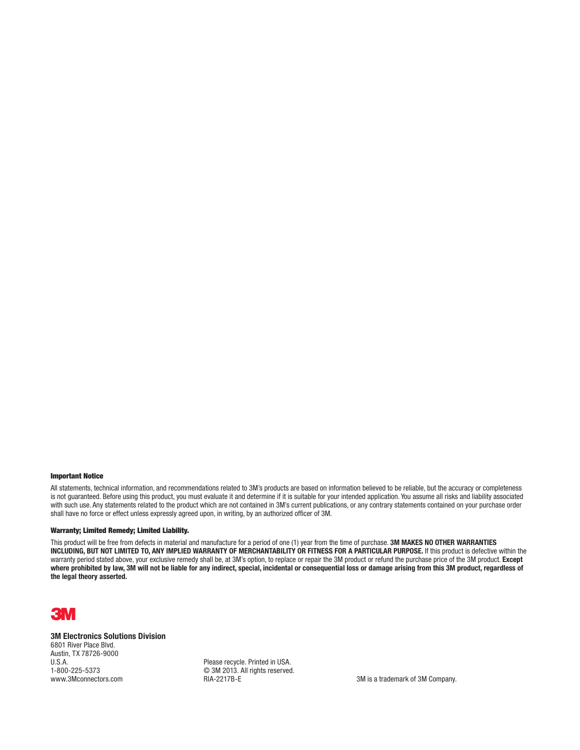**Important Notice**

All statements, technical information, and recommendations related to 3M's products are based on information believed to be reliable, but the accuracy or completeness is not guaranteed. Before using this product, you must evaluate it and determine if it is suitable for your intended application. You assume all risks and liability associated with such use. Any statements related to the product which are not contained in 3M's current publications, or any contrary statements contained on your purchase order shall have no force or effect unless expressly agreed upon, in writing, by an authorized officer of 3M.

**Warranty; Limited Remedy; Limited Liability.**

This product will be free from defects in material and manufacture for a period of one (1) year from the time of purchase. **3M MAKES NO OTHER WARRANTIES INCLUDING, BUT NOT LIMITED TO, ANY IMPLIED WARRANTY OF MERCHANTABILITY OR FITNESS FOR A PARTICULAR PURPOSE.** If this product is defective within the warranty period stated above, your exclusive remedy shall be, at 3M's option, to replace or repair the 3M product or refund the purchase price of the 3M product. **Except where prohibited by law, 3M will not be liable for any indirect, special, incidental or consequential loss or damage arising from this 3M product, regardless of the legal theory asserted.**

3M

**3M Electronics Solutions Division**
6801 River Place Blvd.
Austin, TX 78726-9000
U.S.A.
1-800-225-5373
www.3Mconnectors.com

Please recycle. Printed in USA.
© 3M 2013. All rights reserved.
RIA-2217B-E

3M is a trademark of 3M Company.